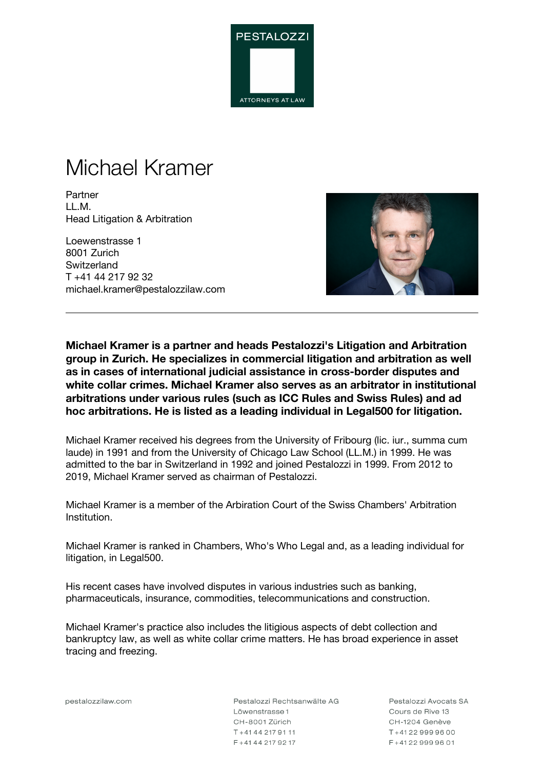# Michael Kramer

Partner
LL.M.
Head Litigation & Arbitration

Loewenstrasse 1
8001 Zurich
Switzerland
T +41 44 217 92 32
michael.kramer@pestalozzilaw.com

---

**Michael Kramer is a partner and heads Pestalozzi's Litigation and Arbitration group in Zurich. He specializes in commercial litigation and arbitration as well as in cases of international judicial assistance in cross-border disputes and white collar crimes. Michael Kramer also serves as an arbitrator in institutional arbitrations under various rules (such as ICC Rules and Swiss Rules) and ad hoc arbitrations. He is listed as a leading individual in Legal500 for litigation.**

Michael Kramer received his degrees from the University of Fribourg (lic. iur., summa cum laude) in 1991 and from the University of Chicago Law School (LL.M.) in 1999. He was admitted to the bar in Switzerland in 1992 and joined Pestalozzi in 1999. From 2012 to 2019, Michael Kramer served as chairman of Pestalozzi.

Michael Kramer is a member of the Arbiration Court of the Swiss Chambers' Arbitration Institution.

Michael Kramer is ranked in Chambers, Who's Who Legal and, as a leading individual for litigation, in Legal500.

His recent cases have involved disputes in various industries such as banking, pharmaceuticals, insurance, commodities, telecommunications and construction.

Michael Kramer's practice also includes the litigious aspects of debt collection and bankruptcy law, as well as white collar crime matters. He has broad experience in asset tracing and freezing.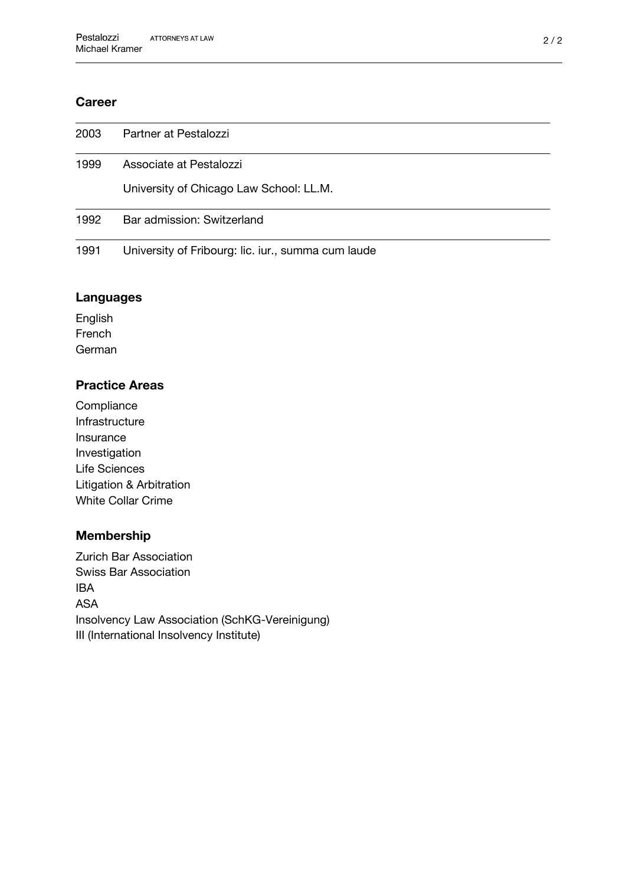## Career

| | |
|---|---|
| 2003 | Partner at Pestalozzi |
| 1999 | Associate at Pestalozzi<br>University of Chicago Law School: LL.M. |
| 1992 | Bar admission: Switzerland |
| 1991 | University of Fribourg: lic. iur., summa cum laude |

## Languages

English
French
German

## Practice Areas

Compliance
Infrastructure
Insurance
Investigation
Life Sciences
Litigation & Arbitration
White Collar Crime

## Membership

Zurich Bar Association
Swiss Bar Association
IBA
ASA
Insolvency Law Association (SchKG-Vereinigung)
III (International Insolvency Institute)